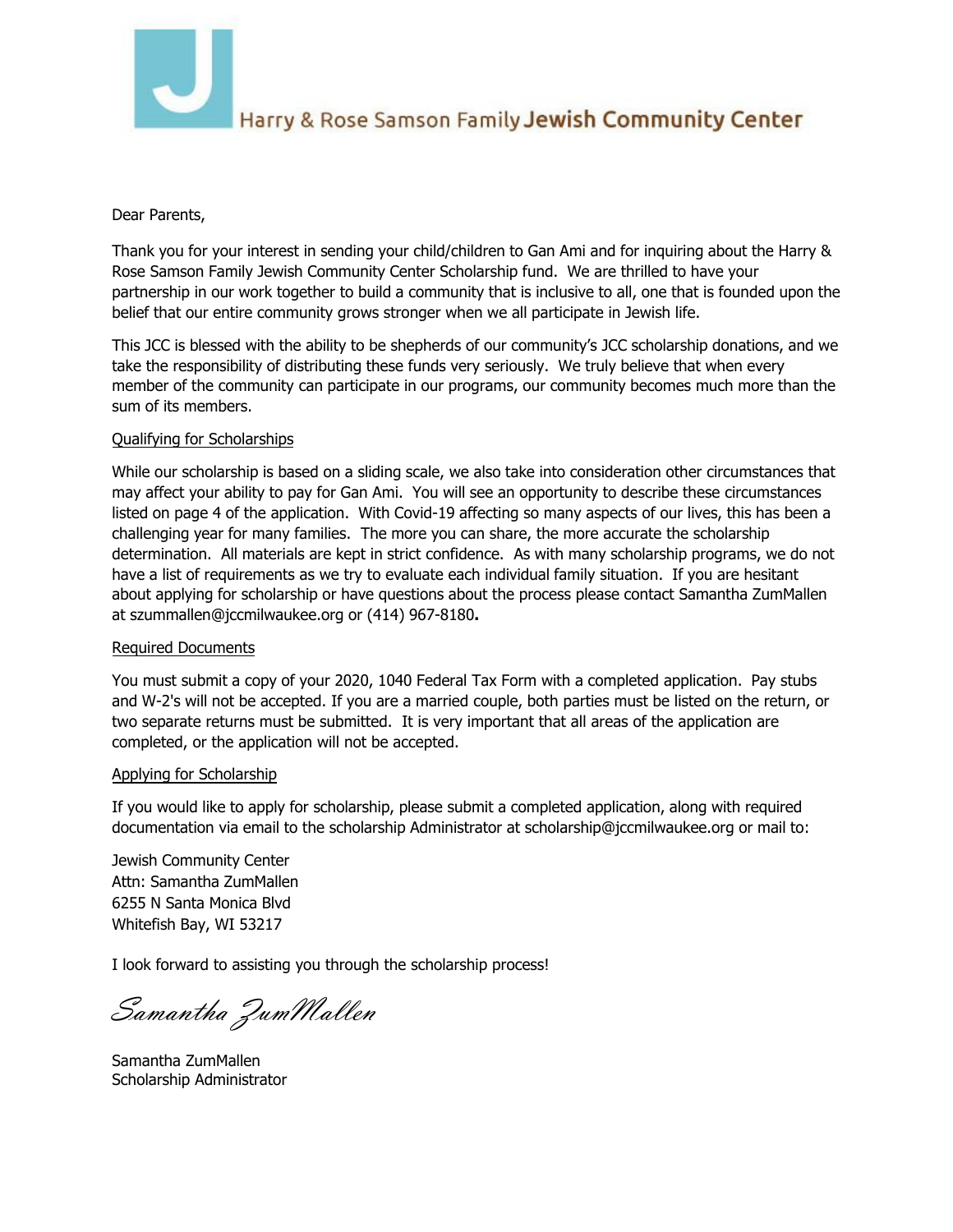Harry & Rose Samson Family **Jewish Community Center**

Dear Parents,

Thank you for your interest in sending your child/children to Gan Ami and for inquiring about the Harry & Rose Samson Family Jewish Community Center Scholarship fund. We are thrilled to have your partnership in our work together to build a community that is inclusive to all, one that is founded upon the belief that our entire community grows stronger when we all participate in Jewish life.

This JCC is blessed with the ability to be shepherds of our community's JCC scholarship donations, and we take the responsibility of distributing these funds very seriously. We truly believe that when every member of the community can participate in our programs, our community becomes much more than the sum of its members.

<u>Qualifying for Scholarships</u>

While our scholarship is based on a sliding scale, we also take into consideration other circumstances that may affect your ability to pay for Gan Ami. You will see an opportunity to describe these circumstances listed on page 4 of the application. With Covid-19 affecting so many aspects of our lives, this has been a challenging year for many families. The more you can share, the more accurate the scholarship determination. All materials are kept in strict confidence. As with many scholarship programs, we do not have a list of requirements as we try to evaluate each individual family situation. If you are hesitant about applying for scholarship or have questions about the process please contact Samantha ZumMallen at szummallen@jccmilwaukee.org or (414) 967-8180**.**

<u>Required Documents</u>

You must submit a copy of your 2020, 1040 Federal Tax Form with a completed application. Pay stubs and W-2's will not be accepted. If you are a married couple, both parties must be listed on the return, or two separate returns must be submitted. It is very important that all areas of the application are completed, or the application will not be accepted.

<u>Applying for Scholarship</u>

If you would like to apply for scholarship, please submit a completed application, along with required documentation via email to the scholarship Administrator at scholarship@jccmilwaukee.org or mail to:

Jewish Community Center
Attn: Samantha ZumMallen
6255 N Santa Monica Blvd
Whitefish Bay, WI 53217

I look forward to assisting you through the scholarship process!

*Samantha ZumMallen*

Samantha ZumMallen
Scholarship Administrator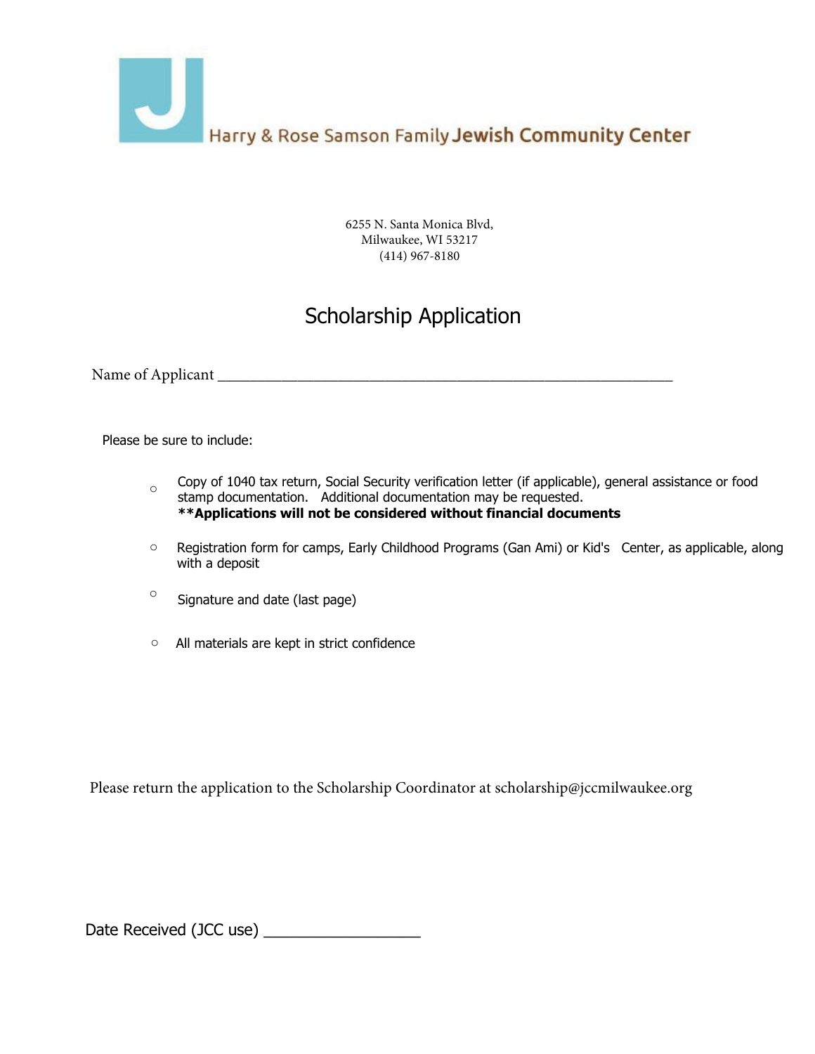Harry & Rose Samson Family **Jewish Community Center**

6255 N. Santa Monica Blvd,
Milwaukee, WI 53217
(414) 967-8180

# Scholarship Application

Name of Applicant ___________________________________________________

Please be sure to include:

- Copy of 1040 tax return, Social Security verification letter (if applicable), general assistance or food stamp documentation. Additional documentation may be requested.
  **\*\*Applications will not be considered without financial documents**
- Registration form for camps, Early Childhood Programs (Gan Ami) or Kid's Center, as applicable, along with a deposit
- Signature and date (last page)
- All materials are kept in strict confidence

Please return the application to the Scholarship Coordinator at scholarship@jccmilwaukee.org

Date Received (JCC use) ________________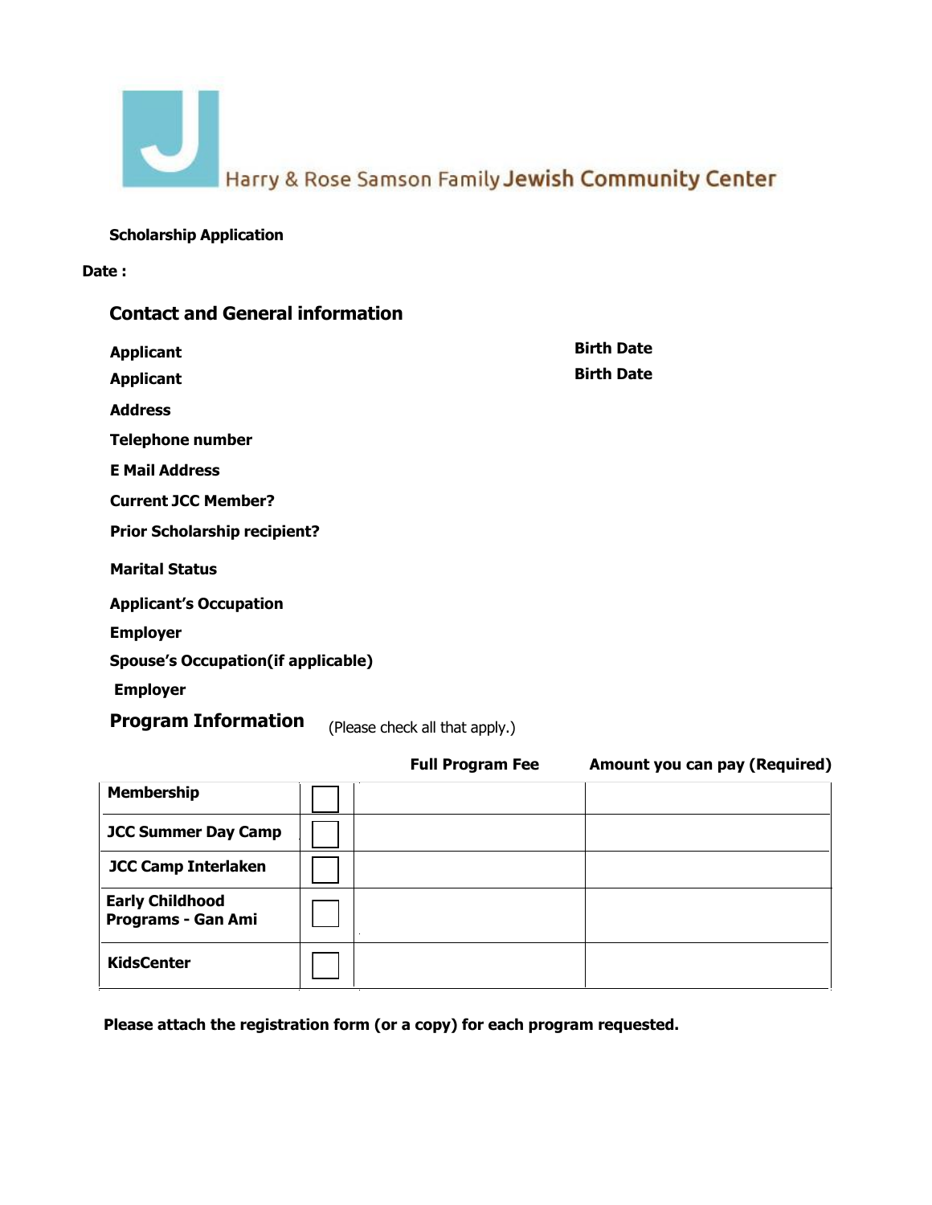Harry & Rose Samson Family **Jewish Community Center**

**Scholarship Application**

**Date :**

## Contact and General information

**Applicant** **Birth Date**

**Applicant** **Birth Date**

**Address**

**Telephone number**

**E Mail Address**

**Current JCC Member?**

**Prior Scholarship recipient?**

**Marital Status**

**Applicant's Occupation**

**Employer**

**Spouse's Occupation(if applicable)**

**Employer**

## Program Information

(Please check all that apply.)

| | | Full Program Fee | Amount you can pay (Required) |
|---|---|---|---|
| **Membership** | ☐ | | |
| **JCC Summer Day Camp** | ☐ | | |
| **JCC Camp Interlaken** | ☐ | | |
| **Early Childhood Programs - Gan Ami** | ☐ | | |
| **KidsCenter** | ☐ | | |

**Please attach the registration form (or a copy) for each program requested.**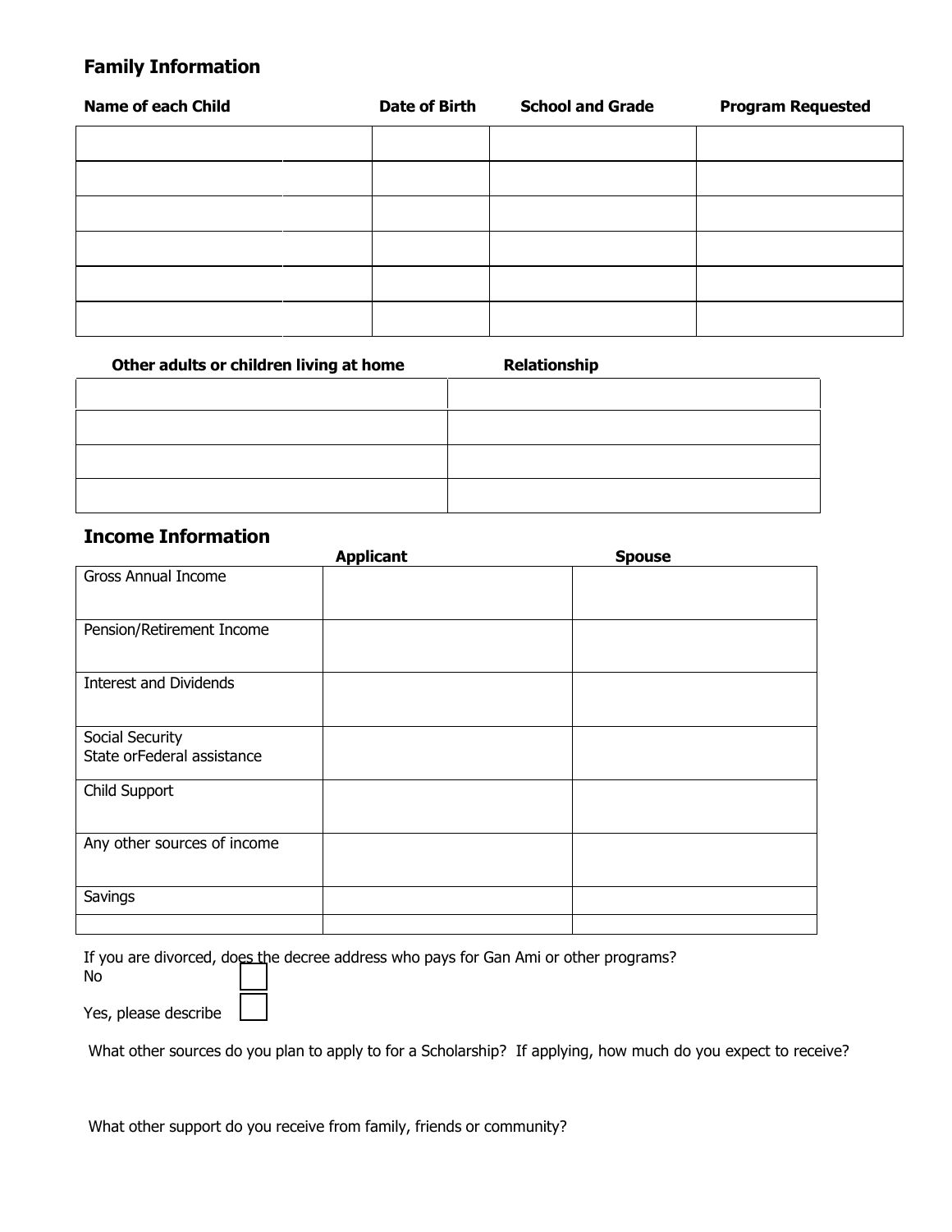## Family Information

| Name of each Child | Date of Birth | School and Grade | Program Requested |
| --- | --- | --- | --- |
| | | | |
| | | | |
| | | | |
| | | | |
| | | | |
| | | | |

| Other adults or children living at home | Relationship |
| --- | --- |
| | |
| | |
| | |
| | |

## Income Information

| | Applicant | Spouse |
| --- | --- | --- |
| Gross Annual Income | | |
| Pension/Retirement Income | | |
| Interest and Dividends | | |
| Social Security<br>State orFederal assistance | | |
| Child Support | | |
| Any other sources of income | | |
| Savings | | |
| | | |

If you are divorced, does the decree address who pays for Gan Ami or other programs?

No ☐

Yes, please describe ☐

What other sources do you plan to apply to for a Scholarship? If applying, how much do you expect to receive?

What other support do you receive from family, friends or community?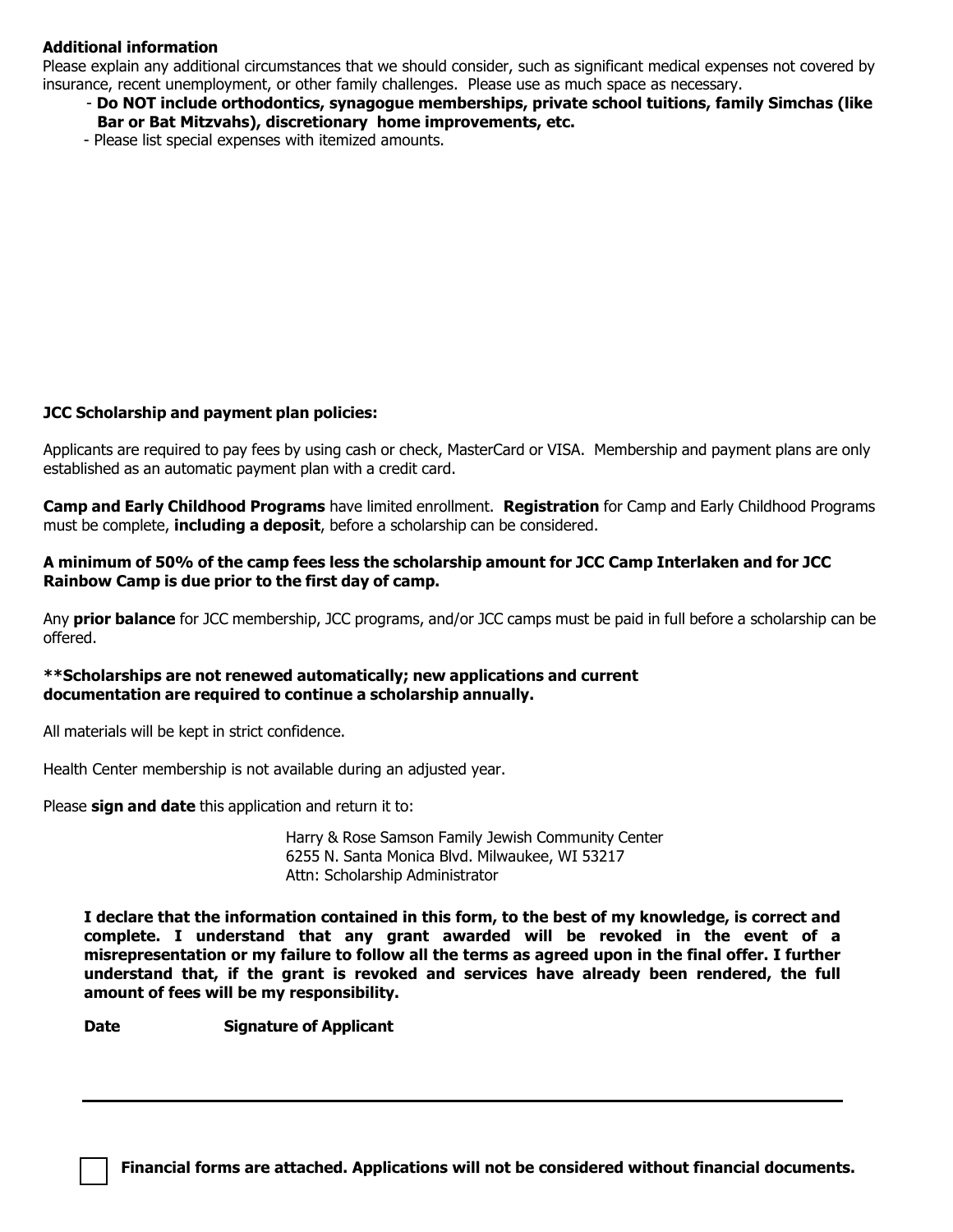**Additional information**

Please explain any additional circumstances that we should consider, such as significant medical expenses not covered by insurance, recent unemployment, or other family challenges. Please use as much space as necessary.

- **Do NOT include orthodontics, synagogue memberships, private school tuitions, family Simchas (like Bar or Bat Mitzvahs), discretionary home improvements, etc.**
- Please list special expenses with itemized amounts.

**JCC Scholarship and payment plan policies:**

Applicants are required to pay fees by using cash or check, MasterCard or VISA. Membership and payment plans are only established as an automatic payment plan with a credit card.

**Camp and Early Childhood Programs** have limited enrollment. **Registration** for Camp and Early Childhood Programs must be complete, **including a deposit**, before a scholarship can be considered.

**A minimum of 50% of the camp fees less the scholarship amount for JCC Camp Interlaken and for JCC Rainbow Camp is due prior to the first day of camp.**

Any **prior balance** for JCC membership, JCC programs, and/or JCC camps must be paid in full before a scholarship can be offered.

**\*\*Scholarships are not renewed automatically; new applications and current documentation are required to continue a scholarship annually.**

All materials will be kept in strict confidence.

Health Center membership is not available during an adjusted year.

Please **sign and date** this application and return it to:

Harry & Rose Samson Family Jewish Community Center
6255 N. Santa Monica Blvd. Milwaukee, WI 53217
Attn: Scholarship Administrator

**I declare that the information contained in this form, to the best of my knowledge, is correct and complete. I understand that any grant awarded will be revoked in the event of a misrepresentation or my failure to follow all the terms as agreed upon in the final offer. I further understand that, if the grant is revoked and services have already been rendered, the full amount of fees will be my responsibility.**

**Date** **Signature of Applicant**

______________________________________________________________

☐ **Financial forms are attached. Applications will not be considered without financial documents.**